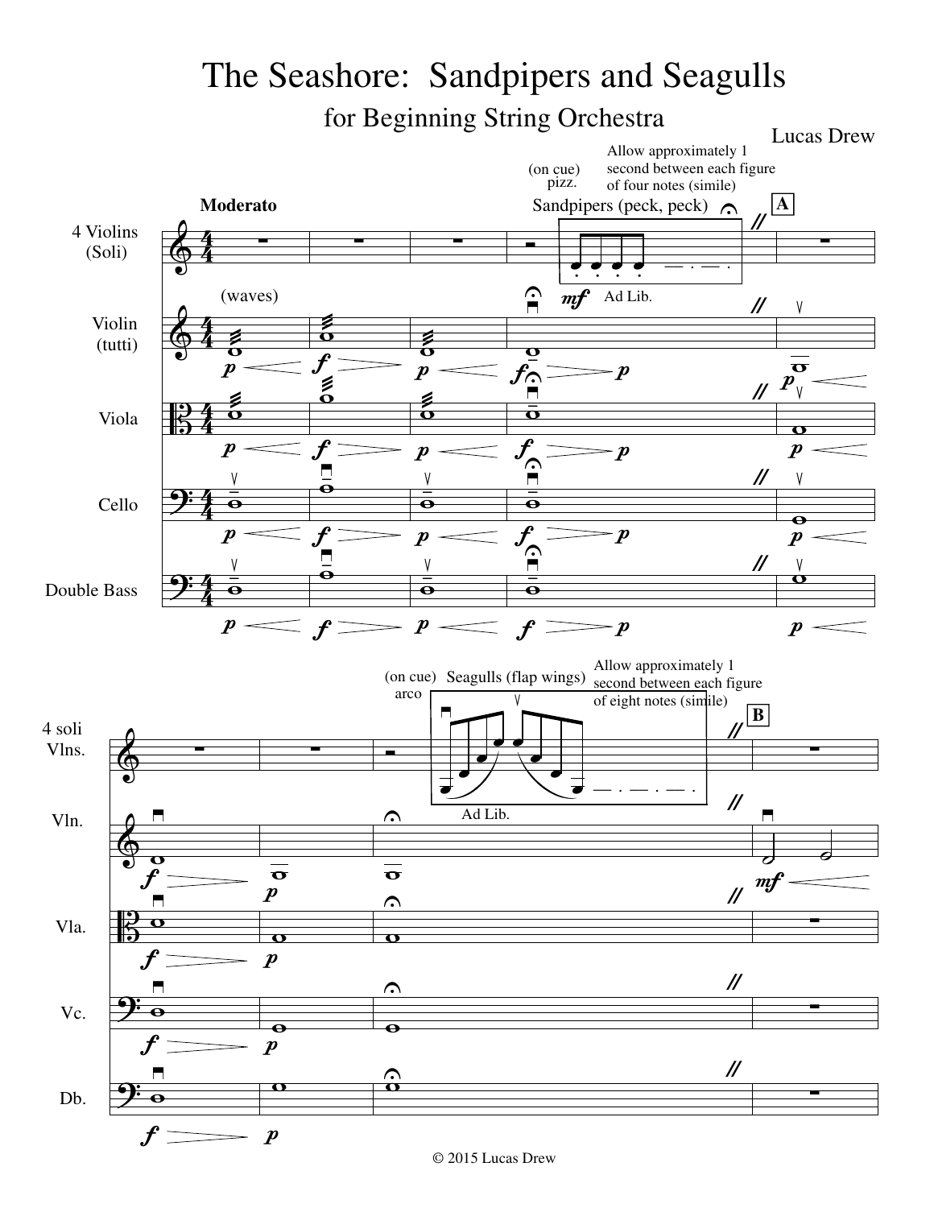# The Seashore: Sandpipers and Seagulls

## for Beginning String Orchestra

Lucas Drew

**Moderato**

4 Violins (Soli)

Violin (tutti)

Viola

Cello

Double Bass

(waves)

(on cue) pizz.

Sandpipers (peck, peck)

Allow approximately 1 second between each figure of four notes (simile)

Ad Lib.

**A**

4 soli Vlns.

Vln.

Vla.

Vc.

Db.

(on cue) arco

Seagulls (flap wings)

Allow approximately 1 second between each figure of eight notes (simile)

Ad Lib.

**B**

© 2015 Lucas Drew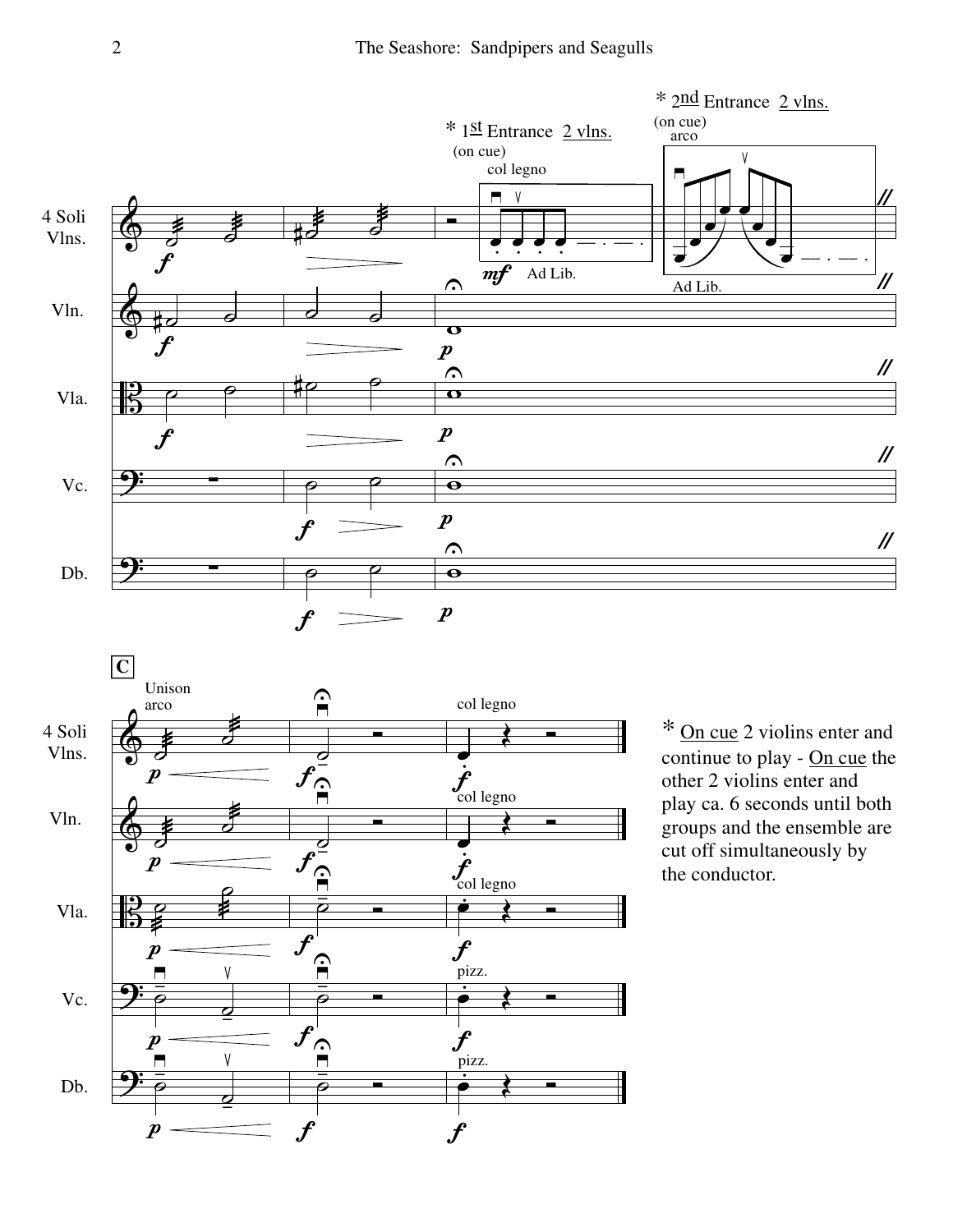\* On cue 2 violins enter and continue to play - On cue the other 2 violins enter and play ca. 6 seconds until both groups and the ensemble are cut off simultaneously by the conductor.